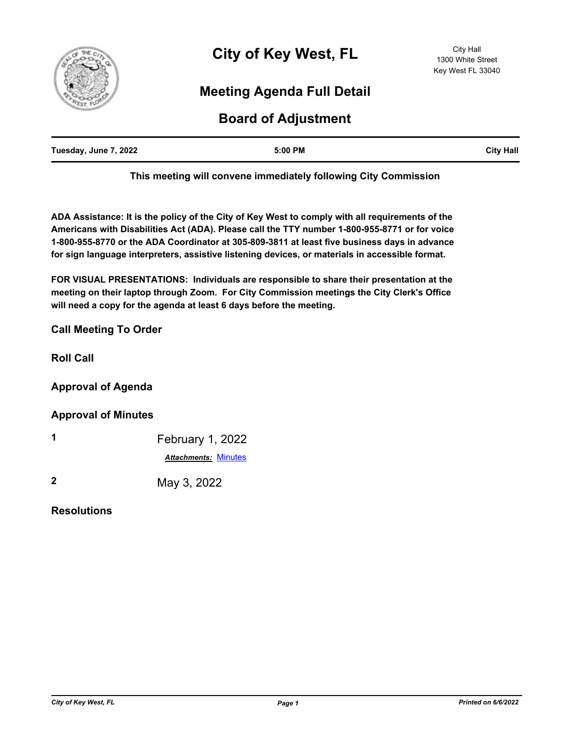# City of Key West, FL

City Hall
1300 White Street
Key West FL 33040

## Meeting Agenda Full Detail

## Board of Adjustment

**Tuesday, June 7, 2022** | **5:00 PM** | **City Hall**

**This meeting will convene immediately following City Commission**

**ADA Assistance: It is the policy of the City of Key West to comply with all requirements of the Americans with Disabilities Act (ADA). Please call the TTY number 1-800-955-8771 or for voice 1-800-955-8770 or the ADA Coordinator at 305-809-3811 at least five business days in advance for sign language interpreters, assistive listening devices, or materials in accessible format.**

**FOR VISUAL PRESENTATIONS: Individuals are responsible to share their presentation at the meeting on their laptop through Zoom. For City Commission meetings the City Clerk's Office will need a copy for the agenda at least 6 days before the meeting.**

### Call Meeting To Order

### Roll Call

### Approval of Agenda

### Approval of Minutes

**1** February 1, 2022

***Attachments:*** Minutes

**2** May 3, 2022

### Resolutions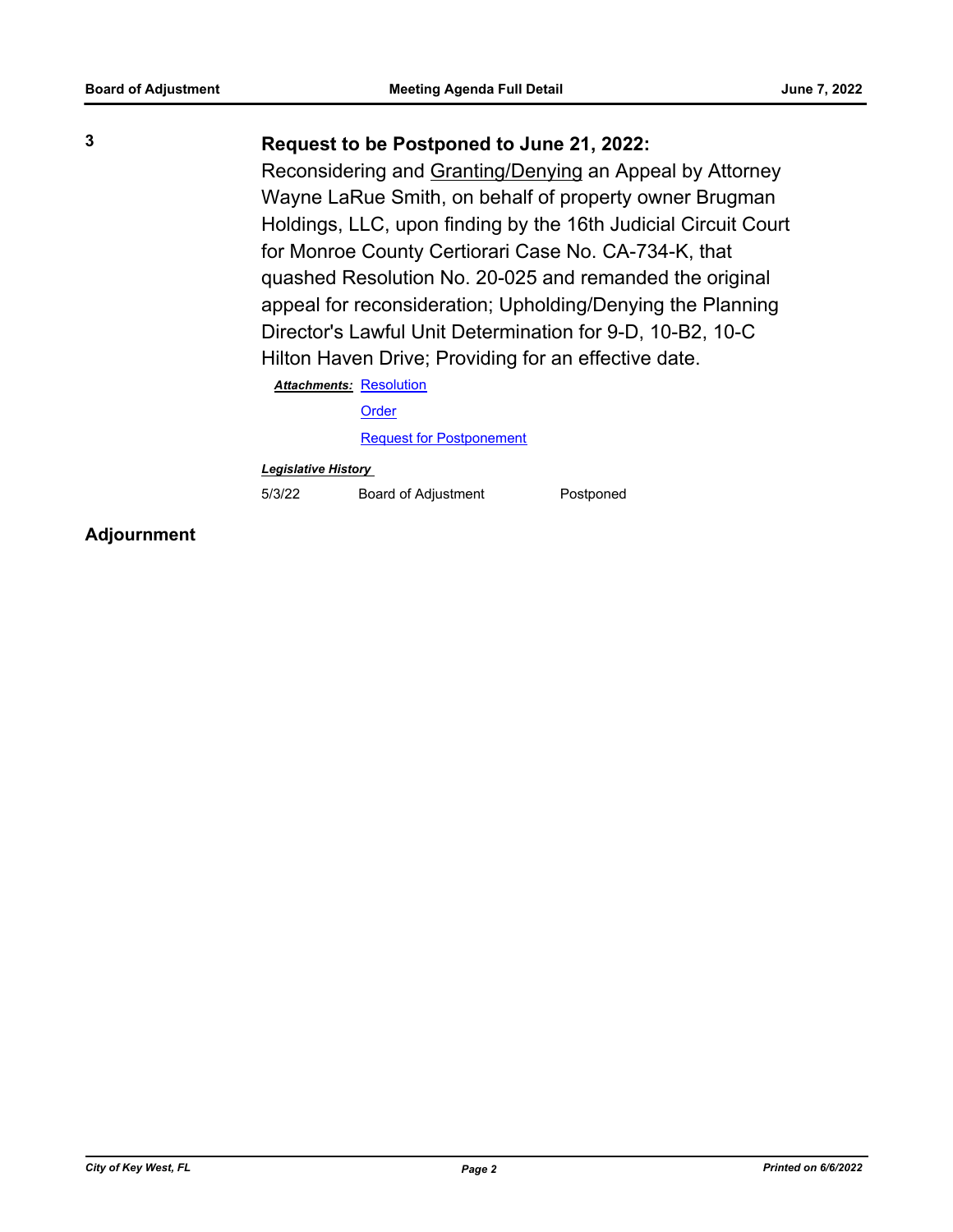**3**

## Request to be Postponed to June 21, 2022:

Reconsidering and Granting/Denying an Appeal by Attorney Wayne LaRue Smith, on behalf of property owner Brugman Holdings, LLC, upon finding by the 16th Judicial Circuit Court for Monroe County Certiorari Case No. CA-734-K, that quashed Resolution No. 20-025 and remanded the original appeal for reconsideration; Upholding/Denying the Planning Director's Lawful Unit Determination for 9-D, 10-B2, 10-C Hilton Haven Drive; Providing for an effective date.

***Attachments:*** Resolution

Order

Request for Postponement

***Legislative History***

| | | |
|---|---|---|
| 5/3/22 | Board of Adjustment | Postponed |

## Adjournment